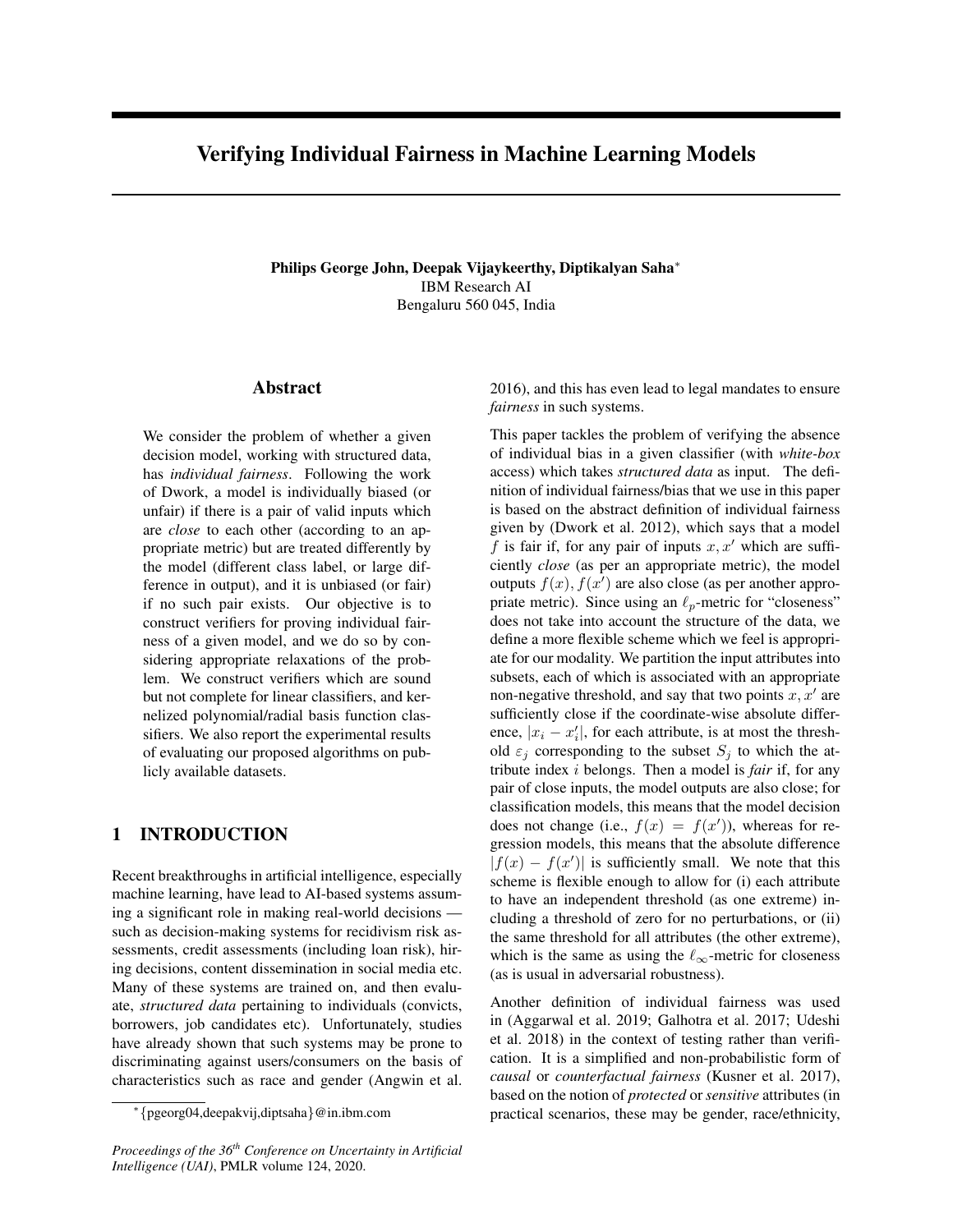# Verifying Individual Fairness in Machine Learning Models

**Philips George John, Deepak Vijaykeerthy, Diptikalyan Saha***
IBM Research AI
Bengaluru 560 045, India

## Abstract

We consider the problem of whether a given decision model, working with structured data, has *individual fairness*. Following the work of Dwork, a model is individually biased (or unfair) if there is a pair of valid inputs which are *close* to each other (according to an appropriate metric) but are treated differently by the model (different class label, or large difference in output), and it is unbiased (or fair) if no such pair exists. Our objective is to construct verifiers for proving individual fairness of a given model, and we do so by considering appropriate relaxations of the problem. We construct verifiers which are sound but not complete for linear classifiers, and kernelized polynomial/radial basis function classifiers. We also report the experimental results of evaluating our proposed algorithms on publicly available datasets.

## 1 INTRODUCTION

Recent breakthroughs in artificial intelligence, especially machine learning, have lead to AI-based systems assuming a significant role in making real-world decisions — such as decision-making systems for recidivism risk assessments, credit assessments (including loan risk), hiring decisions, content dissemination in social media etc. Many of these systems are trained on, and then evaluate, *structured data* pertaining to individuals (convicts, borrowers, job candidates etc). Unfortunately, studies have already shown that such systems may be prone to discriminating against users/consumers on the basis of characteristics such as race and gender (Angwin et al. 2016), and this has even lead to legal mandates to ensure *fairness* in such systems.

This paper tackles the problem of verifying the absence of individual bias in a given classifier (with *white-box* access) which takes *structured data* as input. The definition of individual fairness/bias that we use in this paper is based on the abstract definition of individual fairness given by (Dwork et al. 2012), which says that a model $f$ is fair if, for any pair of inputs $x, x'$ which are sufficiently *close* (as per an appropriate metric), the model outputs $f(x), f(x')$ are also close (as per another appropriate metric). Since using an $\ell_p$-metric for "closeness" does not take into account the structure of the data, we define a more flexible scheme which we feel is appropriate for our modality. We partition the input attributes into subsets, each of which is associated with an appropriate non-negative threshold, and say that two points $x, x'$ are sufficiently close if the coordinate-wise absolute difference, $|x_i - x'_i|$, for each attribute, is at most the threshold $\varepsilon_j$ corresponding to the subset $S_j$ to which the attribute index $i$ belongs. Then a model is *fair* if, for any pair of close inputs, the model outputs are also close; for classification models, this means that the model decision does not change (i.e., $f(x) = f(x')$), whereas for regression models, this means that the absolute difference $|f(x) - f(x')|$ is sufficiently small. We note that this scheme is flexible enough to allow for (i) each attribute to have an independent threshold (as one extreme) including a threshold of zero for no perturbations, or (ii) the same threshold for all attributes (the other extreme), which is the same as using the $\ell_\infty$-metric for closeness (as is usual in adversarial robustness).

Another definition of individual fairness was used in (Aggarwal et al. 2019; Galhotra et al. 2017; Udeshi et al. 2018) in the context of testing rather than verification. It is a simplified and non-probabilistic form of *causal* or *counterfactual fairness* (Kusner et al. 2017), based on the notion of *protected* or *sensitive* attributes (in practical scenarios, these may be gender, race/ethnicity,

*{pgeorg04,deepakvij,diptsaha}@in.ibm.com

*Proceedings of the 36th Conference on Uncertainty in Artificial Intelligence (UAI)*, PMLR volume 124, 2020.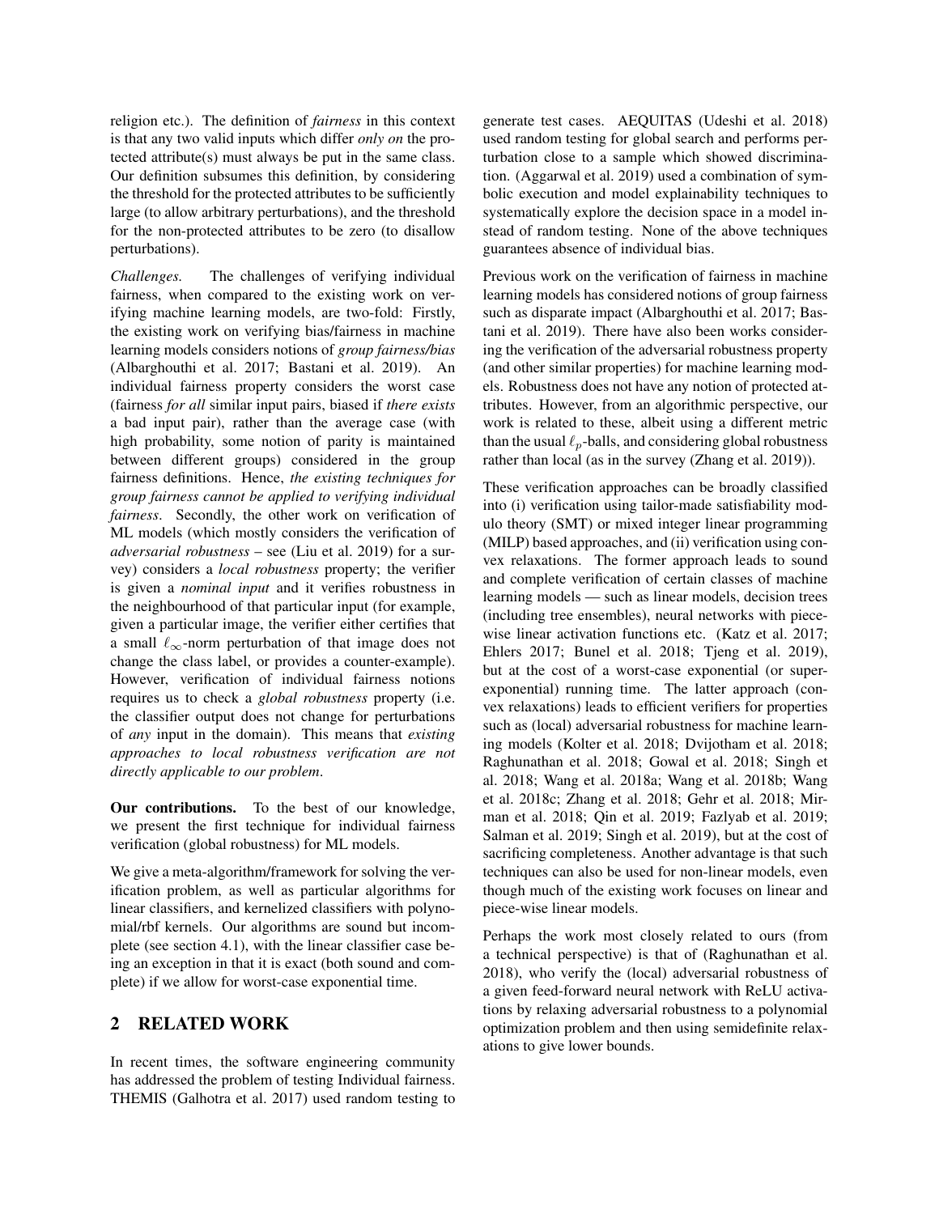religion etc.). The definition of *fairness* in this context is that any two valid inputs which differ *only on* the protected attribute(s) must always be put in the same class. Our definition subsumes this definition, by considering the threshold for the protected attributes to be sufficiently large (to allow arbitrary perturbations), and the threshold for the non-protected attributes to be zero (to disallow perturbations).

*Challenges.* The challenges of verifying individual fairness, when compared to the existing work on verifying machine learning models, are two-fold: Firstly, the existing work on verifying bias/fairness in machine learning models considers notions of *group fairness/bias* (Albarghouthi et al. 2017; Bastani et al. 2019). An individual fairness property considers the worst case (fairness *for all* similar input pairs, biased if *there exists* a bad input pair), rather than the average case (with high probability, some notion of parity is maintained between different groups) considered in the group fairness definitions. Hence, *the existing techniques for group fairness cannot be applied to verifying individual fairness*. Secondly, the other work on verification of ML models (which mostly considers the verification of *adversarial robustness* – see (Liu et al. 2019) for a survey) considers a *local robustness* property; the verifier is given a *nominal input* and it verifies robustness in the neighbourhood of that particular input (for example, given a particular image, the verifier either certifies that a small $\ell_\infty$-norm perturbation of that image does not change the class label, or provides a counter-example). However, verification of individual fairness notions requires us to check a *global robustness* property (i.e. the classifier output does not change for perturbations of *any* input in the domain). This means that *existing approaches to local robustness verification are not directly applicable to our problem*.

**Our contributions.** To the best of our knowledge, we present the first technique for individual fairness verification (global robustness) for ML models.

We give a meta-algorithm/framework for solving the verification problem, as well as particular algorithms for linear classifiers, and kernelized classifiers with polynomial/rbf kernels. Our algorithms are sound but incomplete (see section 4.1), with the linear classifier case being an exception in that it is exact (both sound and complete) if we allow for worst-case exponential time.

## 2 RELATED WORK

In recent times, the software engineering community has addressed the problem of testing Individual fairness. THEMIS (Galhotra et al. 2017) used random testing to generate test cases. AEQUITAS (Udeshi et al. 2018) used random testing for global search and performs perturbation close to a sample which showed discrimination. (Aggarwal et al. 2019) used a combination of symbolic execution and model explainability techniques to systematically explore the decision space in a model instead of random testing. None of the above techniques guarantees absence of individual bias.

Previous work on the verification of fairness in machine learning models has considered notions of group fairness such as disparate impact (Albarghouthi et al. 2017; Bastani et al. 2019). There have also been works considering the verification of the adversarial robustness property (and other similar properties) for machine learning models. Robustness does not have any notion of protected attributes. However, from an algorithmic perspective, our work is related to these, albeit using a different metric than the usual $\ell_p$-balls, and considering global robustness rather than local (as in the survey (Zhang et al. 2019)).

These verification approaches can be broadly classified into (i) verification using tailor-made satisfiability modulo theory (SMT) or mixed integer linear programming (MILP) based approaches, and (ii) verification using convex relaxations. The former approach leads to sound and complete verification of certain classes of machine learning models — such as linear models, decision trees (including tree ensembles), neural networks with piecewise linear activation functions etc. (Katz et al. 2017; Ehlers 2017; Bunel et al. 2018; Tjeng et al. 2019), but at the cost of a worst-case exponential (or super-exponential) running time. The latter approach (convex relaxations) leads to efficient verifiers for properties such as (local) adversarial robustness for machine learning models (Kolter et al. 2018; Dvijotham et al. 2018; Raghunathan et al. 2018; Gowal et al. 2018; Singh et al. 2018; Wang et al. 2018a; Wang et al. 2018b; Wang et al. 2018c; Zhang et al. 2018; Gehr et al. 2018; Mirman et al. 2018; Qin et al. 2019; Fazlyab et al. 2019; Salman et al. 2019; Singh et al. 2019), but at the cost of sacrificing completeness. Another advantage is that such techniques can also be used for non-linear models, even though much of the existing work focuses on linear and piece-wise linear models.

Perhaps the work most closely related to ours (from a technical perspective) is that of (Raghunathan et al. 2018), who verify the (local) adversarial robustness of a given feed-forward neural network with ReLU activations by relaxing adversarial robustness to a polynomial optimization problem and then using semidefinite relaxations to give lower bounds.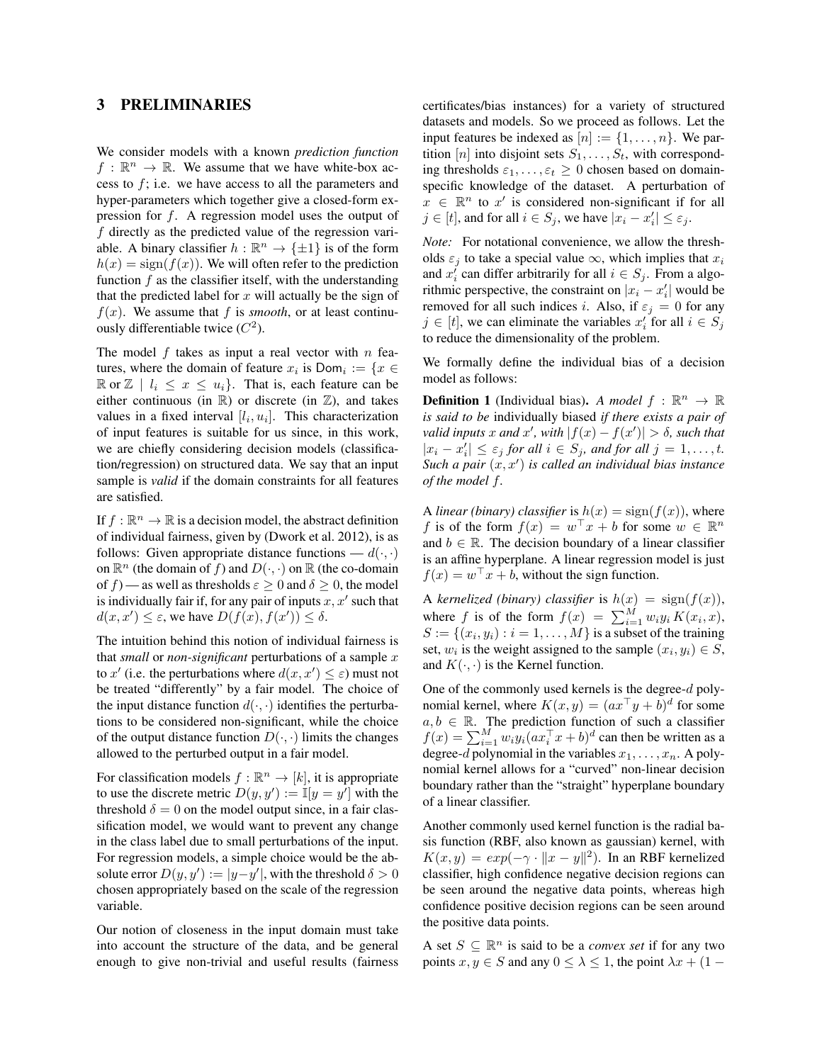# 3 PRELIMINARIES

We consider models with a known *prediction function* $f : \mathbb{R}^n \to \mathbb{R}$. We assume that we have white-box access to $f$; i.e. we have access to all the parameters and hyper-parameters which together give a closed-form expression for $f$. A regression model uses the output of $f$ directly as the predicted value of the regression variable. A binary classifier $h : \mathbb{R}^n \to \{\pm 1\}$ is of the form $h(x) = \text{sign}(f(x))$. We will often refer to the prediction function $f$ as the classifier itself, with the understanding that the predicted label for $x$ will actually be the sign of $f(x)$. We assume that $f$ is *smooth*, or at least continuously differentiable twice ($C^2$).

The model $f$ takes as input a real vector with $n$ features, where the domain of feature $x_i$ is $\mathsf{Dom}_i := \{x \in \mathbb{R} \text{ or } \mathbb{Z} \mid l_i \leq x \leq u_i\}$. That is, each feature can be either continuous (in $\mathbb{R}$) or discrete (in $\mathbb{Z}$), and takes values in a fixed interval $[l_i, u_i]$. This characterization of input features is suitable for us since, in this work, we are chiefly considering decision models (classification/regression) on structured data. We say that an input sample is *valid* if the domain constraints for all features are satisfied.

If $f : \mathbb{R}^n \to \mathbb{R}$ is a decision model, the abstract definition of individual fairness, given by (Dwork et al. 2012), is as follows: Given appropriate distance functions — $d(\cdot, \cdot)$ on $\mathbb{R}^n$ (the domain of $f$) and $D(\cdot, \cdot)$ on $\mathbb{R}$ (the co-domain of $f$) — as well as thresholds $\varepsilon \geq 0$ and $\delta \geq 0$, the model is individually fair if, for any pair of inputs $x, x'$ such that $d(x, x') \leq \varepsilon$, we have $D(f(x), f(x')) \leq \delta$.

The intuition behind this notion of individual fairness is that *small* or *non-significant* perturbations of a sample $x$ to $x'$ (i.e. the perturbations where $d(x, x') \leq \varepsilon$) must not be treated "differently" by a fair model. The choice of the input distance function $d(\cdot, \cdot)$ identifies the perturbations to be considered non-significant, while the choice of the output distance function $D(\cdot, \cdot)$ limits the changes allowed to the perturbed output in a fair model.

For classification models $f : \mathbb{R}^n \to [k]$, it is appropriate to use the discrete metric $D(y, y') := \mathbb{I}[y = y']$ with the threshold $\delta = 0$ on the model output since, in a fair classification model, we would want to prevent any change in the class label due to small perturbations of the input. For regression models, a simple choice would be the absolute error $D(y, y') := |y - y'|$, with the threshold $\delta > 0$ chosen appropriately based on the scale of the regression variable.

Our notion of closeness in the input domain must take into account the structure of the data, and be general enough to give non-trivial and useful results (fairness certificates/bias instances) for a variety of structured datasets and models. So we proceed as follows. Let the input features be indexed as $[n] := \{1, \ldots, n\}$. We partition $[n]$ into disjoint sets $S_1, \ldots, S_t$, with corresponding thresholds $\varepsilon_1, \ldots, \varepsilon_t \geq 0$ chosen based on domain-specific knowledge of the dataset. A perturbation of $x \in \mathbb{R}^n$ to $x'$ is considered non-significant if for all $j \in [t]$, and for all $i \in S_j$, we have $|x_i - x'_i| \leq \varepsilon_j$.

*Note:* For notational convenience, we allow the thresholds $\varepsilon_j$ to take a special value $\infty$, which implies that $x_i$ and $x'_i$ can differ arbitrarily for all $i \in S_j$. From a algorithmic perspective, the constraint on $|x_i - x'_i|$ would be removed for all such indices $i$. Also, if $\varepsilon_j = 0$ for any $j \in [t]$, we can eliminate the variables $x'_i$ for all $i \in S_j$ to reduce the dimensionality of the problem.

We formally define the individual bias of a decision model as follows:

**Definition 1** (Individual bias). *A model $f : \mathbb{R}^n \to \mathbb{R}$ is said to be* individually biased *if there exists a pair of valid inputs $x$ and $x'$, with $|f(x) - f(x')| > \delta$, such that $|x_i - x'_i| \leq \varepsilon_j$ for all $i \in S_j$, and for all $j = 1, \ldots, t$. Such a pair $(x, x')$ is called an individual bias instance of the model $f$.*

A *linear (binary) classifier* is $h(x) = \text{sign}(f(x))$, where $f$ is of the form $f(x) = w^\top x + b$ for some $w \in \mathbb{R}^n$ and $b \in \mathbb{R}$. The decision boundary of a linear classifier is an affine hyperplane. A linear regression model is just $f(x) = w^\top x + b$, without the sign function.

A *kernelized (binary) classifier* is $h(x) = \text{sign}(f(x))$, where $f$ is of the form $f(x) = \sum_{i=1}^{M} w_i y_i K(x_i, x)$, $S := \{(x_i, y_i) : i = 1, \ldots, M\}$ is a subset of the training set, $w_i$ is the weight assigned to the sample $(x_i, y_i) \in S$, and $K(\cdot, \cdot)$ is the Kernel function.

One of the commonly used kernels is the degree-$d$ polynomial kernel, where $K(x, y) = (ax^\top y + b)^d$ for some $a, b \in \mathbb{R}$. The prediction function of such a classifier $f(x) = \sum_{i=1}^{M} w_i y_i (ax_i^\top x + b)^d$ can then be written as a degree-$d$ polynomial in the variables $x_1, \ldots, x_n$. A polynomial kernel allows for a "curved" non-linear decision boundary rather than the "straight" hyperplane boundary of a linear classifier.

Another commonly used kernel function is the radial basis function (RBF, also known as gaussian) kernel, with $K(x, y) = exp(-\gamma \cdot \|x - y\|^2)$. In an RBF kernelized classifier, high confidence negative decision regions can be seen around the negative data points, whereas high confidence positive decision regions can be seen around the positive data points.

A set $S \subseteq \mathbb{R}^n$ is said to be a *convex set* if for any two points $x, y \in S$ and any $0 \leq \lambda \leq 1$, the point $\lambda x + (1 -$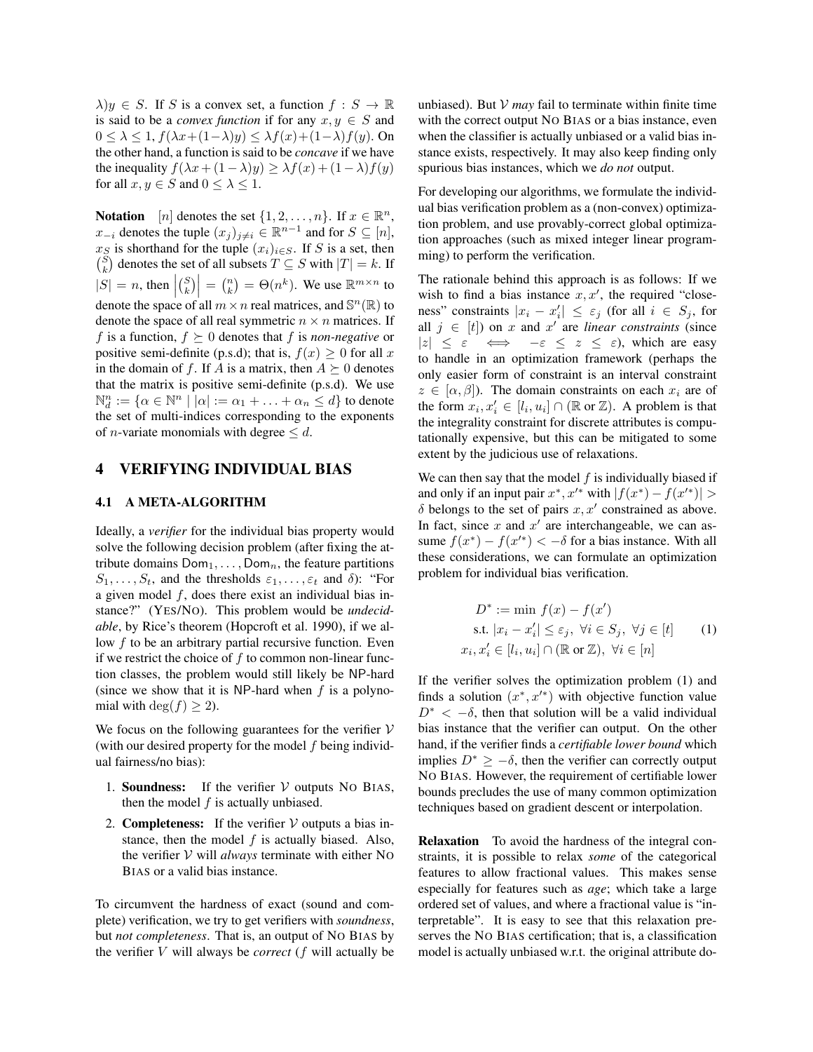$\lambda)y \in S$. If $S$ is a convex set, a function $f : S \to \mathbb{R}$ is said to be a *convex function* if for any $x, y \in S$ and $0 \le \lambda \le 1$, $f(\lambda x + (1-\lambda)y) \le \lambda f(x) + (1-\lambda) f(y)$. On the other hand, a function is said to be *concave* if we have the inequality $f(\lambda x + (1-\lambda)y) \ge \lambda f(x) + (1-\lambda) f(y)$ for all $x, y \in S$ and $0 \le \lambda \le 1$.

**Notation** $[n]$ denotes the set $\{1, 2, \dots, n\}$. If $x \in \mathbb{R}^n$, $x_{-i}$ denotes the tuple $(x_j)_{j \ne i} \in \mathbb{R}^{n-1}$ and for $S \subseteq [n]$, $x_S$ is shorthand for the tuple $(x_i)_{i \in S}$. If $S$ is a set, then $\binom{S}{k}$ denotes the set of all subsets $T \subseteq S$ with $|T| = k$. If $|S| = n$, then $\left|\binom{S}{k}\right| = \binom{n}{k} = \Theta(n^k)$. We use $\mathbb{R}^{m \times n}$ to denote the space of all $m \times n$ real matrices, and $\mathbb{S}^n(\mathbb{R})$ to denote the space of all real symmetric $n \times n$ matrices. If $f$ is a function, $f \succeq 0$ denotes that $f$ is *non-negative* or positive semi-definite (p.s.d); that is, $f(x) \ge 0$ for all $x$ in the domain of $f$. If $A$ is a matrix, then $A \succeq 0$ denotes that the matrix is positive semi-definite (p.s.d). We use $\mathbb{N}^n_d := \{\alpha \in \mathbb{N}^n \mid |\alpha| := \alpha_1 + \ldots + \alpha_n \le d\}$ to denote the set of multi-indices corresponding to the exponents of $n$-variate monomials with degree $\le d$.

## 4 VERIFYING INDIVIDUAL BIAS

### 4.1 A META-ALGORITHM

Ideally, a *verifier* for the individual bias property would solve the following decision problem (after fixing the attribute domains $\mathsf{Dom}_1, \dots, \mathsf{Dom}_n$, the feature partitions $S_1, \dots, S_t$, and the thresholds $\varepsilon_1, \dots, \varepsilon_t$ and $\delta$): "For a given model $f$, does there exist an individual bias instance?" (YES/NO). This problem would be *undecidable*, by Rice's theorem (Hopcroft et al. 1990), if we allow $f$ to be an arbitrary partial recursive function. Even if we restrict the choice of $f$ to common non-linear function classes, the problem would still likely be $\mathsf{NP}$-hard (since we show that it is $\mathsf{NP}$-hard when $f$ is a polynomial with $\deg(f) \ge 2$).

We focus on the following guarantees for the verifier $\mathcal{V}$ (with our desired property for the model $f$ being individual fairness/no bias):

1. **Soundness:** If the verifier $\mathcal{V}$ outputs NO BIAS, then the model $f$ is actually unbiased.
2. **Completeness:** If the verifier $\mathcal{V}$ outputs a bias instance, then the model $f$ is actually biased. Also, the verifier $\mathcal{V}$ will *always* terminate with either NO BIAS or a valid bias instance.

To circumvent the hardness of exact (sound and complete) verification, we try to get verifiers with *soundness*, but *not completeness*. That is, an output of NO BIAS by the verifier $V$ will always be *correct* ($f$ will actually be unbiased). But $\mathcal{V}$ *may* fail to terminate within finite time with the correct output NO BIAS or a bias instance, even when the classifier is actually unbiased or a valid bias instance exists, respectively. It may also keep finding only spurious bias instances, which we *do not* output.

For developing our algorithms, we formulate the individual bias verification problem as a (non-convex) optimization problem, and use provably-correct global optimization approaches (such as mixed integer linear programming) to perform the verification.

The rationale behind this approach is as follows: If we wish to find a bias instance $x, x'$, the required "closeness" constraints $|x_i - x'_i| \le \varepsilon_j$ (for all $i \in S_j$, for all $j \in [t]$) on $x$ and $x'$ are *linear constraints* (since $|z| \le \varepsilon \iff -\varepsilon \le z \le \varepsilon$), which are easy to handle in an optimization framework (perhaps the only easier form of constraint is an interval constraint $z \in [\alpha, \beta]$). The domain constraints on each $x_i$ are of the form $x_i, x'_i \in [l_i, u_i] \cap (\mathbb{R} \text{ or } \mathbb{Z})$. A problem is that the integrality constraint for discrete attributes is computationally expensive, but this can be mitigated to some extent by the judicious use of relaxations.

We can then say that the model $f$ is individually biased if and only if an input pair $x^*, x'^*$ with $|f(x^*) - f(x'^*)| > \delta$ belongs to the set of pairs $x, x'$ constrained as above. In fact, since $x$ and $x'$ are interchangeable, we can assume $f(x^*) - f(x'^*) < -\delta$ for a bias instance. With all these considerations, we can formulate an optimization problem for individual bias verification.

$$
\begin{aligned}
D^* := \min\ & f(x) - f(x') \\
\text{s.t. } & |x_i - x'_i| \le \varepsilon_j,\ \forall i \in S_j,\ \forall j \in [t] \\
& x_i, x'_i \in [l_i, u_i] \cap (\mathbb{R} \text{ or } \mathbb{Z}),\ \forall i \in [n]
\end{aligned}
\tag{1}
$$

If the verifier solves the optimization problem (1) and finds a solution $(x^*, x'^*)$ with objective function value $D^* < -\delta$, then that solution will be a valid individual bias instance that the verifier can output. On the other hand, if the verifier finds a *certifiable lower bound* which implies $D^* \ge -\delta$, then the verifier can correctly output NO BIAS. However, the requirement of certifiable lower bounds precludes the use of many common optimization techniques based on gradient descent or interpolation.

**Relaxation** To avoid the hardness of the integral constraints, it is possible to relax *some* of the categorical features to allow fractional values. This makes sense especially for features such as *age*; which take a large ordered set of values, and where a fractional value is "interpretable". It is easy to see that this relaxation preserves the NO BIAS certification; that is, a classification model is actually unbiased w.r.t. the original attribute do-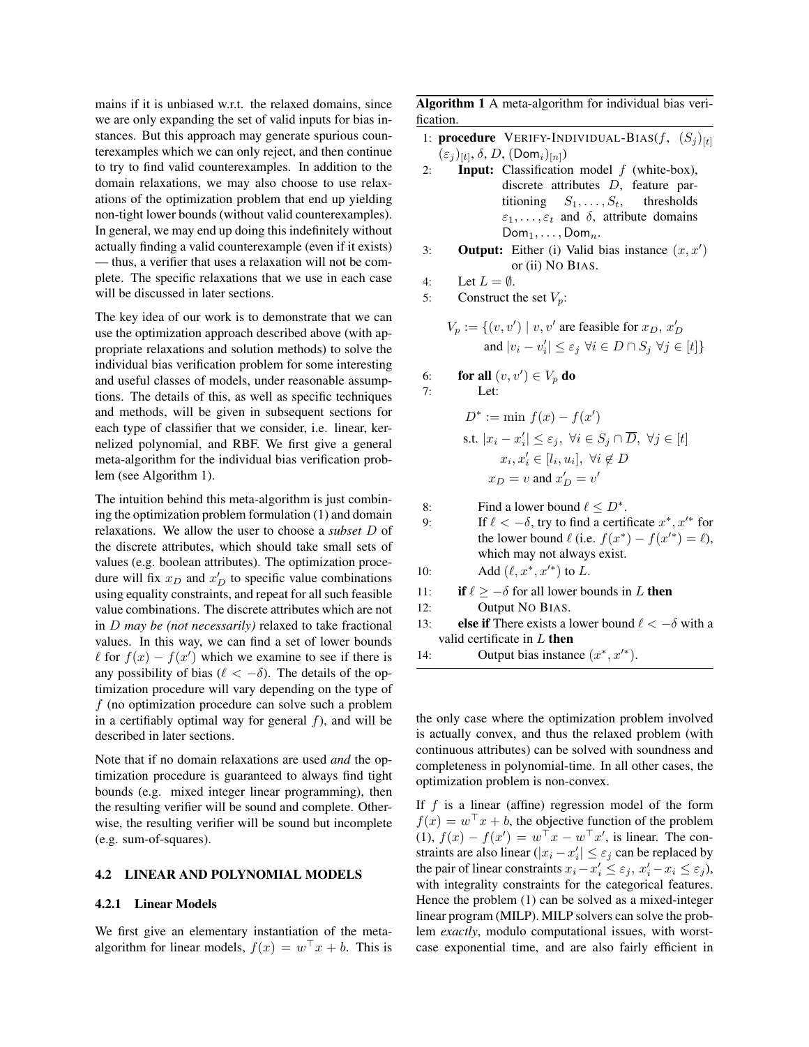mains if it is unbiased w.r.t. the relaxed domains, since we are only expanding the set of valid inputs for bias instances. But this approach may generate spurious counterexamples which we can only reject, and then continue to try to find valid counterexamples. In addition to the domain relaxations, we may also choose to use relaxations of the optimization problem that end up yielding non-tight lower bounds (without valid counterexamples). In general, we may end up doing this indefinitely without actually finding a valid counterexample (even if it exists) — thus, a verifier that uses a relaxation will not be complete. The specific relaxations that we use in each case will be discussed in later sections.

The key idea of our work is to demonstrate that we can use the optimization approach described above (with appropriate relaxations and solution methods) to solve the individual bias verification problem for some interesting and useful classes of models, under reasonable assumptions. The details of this, as well as specific techniques and methods, will be given in subsequent sections for each type of classifier that we consider, i.e. linear, kernelized polynomial, and RBF. We first give a general meta-algorithm for the individual bias verification problem (see Algorithm 1).

The intuition behind this meta-algorithm is just combining the optimization problem formulation (1) and domain relaxations. We allow the user to choose a *subset* $D$ of the discrete attributes, which should take small sets of values (e.g. boolean attributes). The optimization procedure will fix $x_D$ and $x'_D$ to specific value combinations using equality constraints, and repeat for all such feasible value combinations. The discrete attributes which are not in $D$ *may be (not necessarily)* relaxed to take fractional values. In this way, we can find a set of lower bounds $\ell$ for $f(x) - f(x')$ which we examine to see if there is any possibility of bias ($\ell < -\delta$). The details of the optimization procedure will vary depending on the type of $f$ (no optimization procedure can solve such a problem in a certifiably optimal way for general $f$), and will be described in later sections.

Note that if no domain relaxations are used *and* the optimization procedure is guaranteed to always find tight bounds (e.g. mixed integer linear programming), then the resulting verifier will be sound and complete. Otherwise, the resulting verifier will be sound but incomplete (e.g. sum-of-squares).

**Algorithm 1** A meta-algorithm for individual bias verification.

1: **procedure** VERIFY-INDIVIDUAL-BIAS($f$, $(S_j)_{[t]}$, $(\varepsilon_j)_{[t]}$, $\delta$, $D$, $(\mathsf{Dom}_i)_{[n]}$)
2: **Input:** Classification model $f$ (white-box), discrete attributes $D$, feature partitioning $S_1, \ldots, S_t$, thresholds $\varepsilon_1, \ldots, \varepsilon_t$ and $\delta$, attribute domains $\mathsf{Dom}_1, \ldots, \mathsf{Dom}_n$.
3: **Output:** Either (i) Valid bias instance $(x, x')$ or (ii) NO BIAS.
4: Let $L = \emptyset$.
5: Construct the set $V_p$:

$$V_p := \{(v, v') \mid v, v' \text{ are feasible for } x_D,\ x'_D \text{ and } |v_i - v'_i| \le \varepsilon_j\ \forall i \in D \cap S_j\ \forall j \in [t]\}$$

6: **for all** $(v, v') \in V_p$ **do**
7: Let:

$$\begin{aligned} D^* := \min\ & f(x) - f(x') \\ \text{s.t. } & |x_i - x'_i| \le \varepsilon_j,\ \forall i \in S_j \cap \overline{D},\ \forall j \in [t] \\ & x_i, x'_i \in [l_i, u_i],\ \forall i \notin D \\ & x_D = v \text{ and } x'_D = v' \end{aligned}$$

8: Find a lower bound $\ell \le D^*$.
9: If $\ell < -\delta$, try to find a certificate $x^*, x'^*$ for the lower bound $\ell$ (i.e. $f(x^*) - f(x'^*) = \ell$), which may not always exist.
10: Add $(\ell, x^*, x'^*)$ to $L$.
11: **if** $\ell \ge -\delta$ for all lower bounds in $L$ **then**
12: Output NO BIAS.
13: **else if** There exists a lower bound $\ell < -\delta$ with a valid certificate in $L$ **then**
14: Output bias instance $(x^*, x'^*)$.

## 4.2 LINEAR AND POLYNOMIAL MODELS

### 4.2.1 Linear Models

We first give an elementary instantiation of the meta-algorithm for linear models, $f(x) = w^\top x + b$. This is the only case where the optimization problem involved is actually convex, and thus the relaxed problem (with continuous attributes) can be solved with soundness and completeness in polynomial-time. In all other cases, the optimization problem is non-convex.

If $f$ is a linear (affine) regression model of the form $f(x) = w^\top x + b$, the objective function of the problem (1), $f(x) - f(x') = w^\top x - w^\top x'$, is linear. The constraints are also linear ($|x_i - x'_i| \le \varepsilon_j$ can be replaced by the pair of linear constraints $x_i - x'_i \le \varepsilon_j$, $x'_i - x_i \le \varepsilon_j$), with integrality constraints for the categorical features. Hence the problem (1) can be solved as a mixed-integer linear program (MILP). MILP solvers can solve the problem *exactly*, modulo computational issues, with worst-case exponential time, and are also fairly efficient in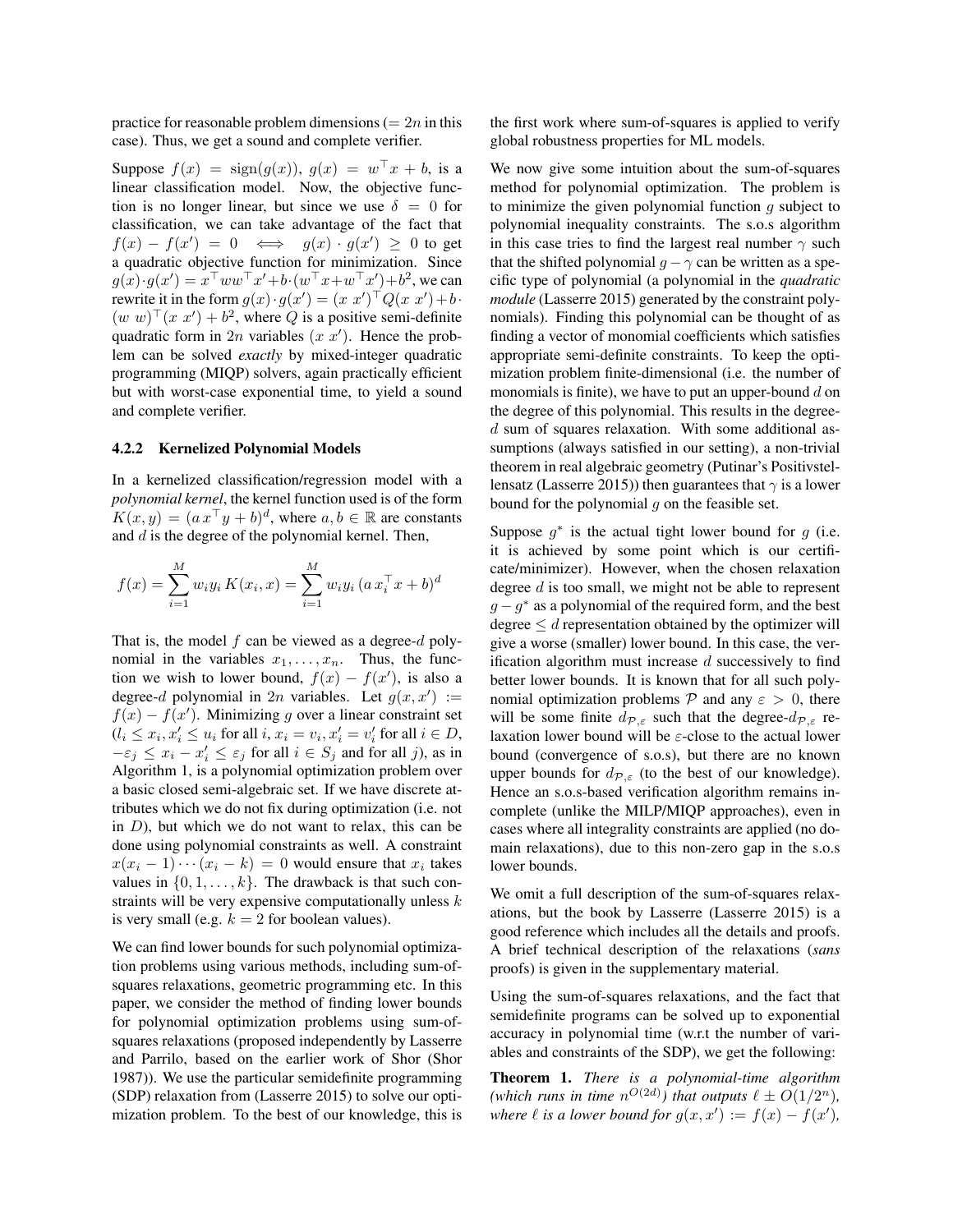practice for reasonable problem dimensions ($= 2n$ in this case). Thus, we get a sound and complete verifier.

Suppose $f(x) = \text{sign}(g(x))$, $g(x) = w^\top x + b$, is a linear classification model. Now, the objective function is no longer linear, but since we use $\delta = 0$ for classification, we can take advantage of the fact that $f(x) - f(x') = 0 \iff g(x) \cdot g(x') \geq 0$ to get a quadratic objective function for minimization. Since $g(x) \cdot g(x') = x^\top w w^\top x' + b \cdot (w^\top x + w^\top x') + b^2$, we can rewrite it in the form $g(x) \cdot g(x') = (x \; x')^\top Q (x \; x') + b \cdot (w \; w)^\top (x \; x') + b^2$, where $Q$ is a positive semi-definite quadratic form in $2n$ variables $(x \; x')$. Hence the problem can be solved *exactly* by mixed-integer quadratic programming (MIQP) solvers, again practically efficient but with worst-case exponential time, to yield a sound and complete verifier.

### 4.2.2 Kernelized Polynomial Models

In a kernelized classification/regression model with a *polynomial kernel*, the kernel function used is of the form $K(x, y) = (a \, x^\top y + b)^d$, where $a, b \in \mathbb{R}$ are constants and $d$ is the degree of the polynomial kernel. Then,

$$f(x) = \sum_{i=1}^{M} w_i y_i \, K(x_i, x) = \sum_{i=1}^{M} w_i y_i \, (a \, x_i^\top x + b)^d$$

That is, the model $f$ can be viewed as a degree-$d$ polynomial in the variables $x_1, \ldots, x_n$. Thus, the function we wish to lower bound, $f(x) - f(x')$, is also a degree-$d$ polynomial in $2n$ variables. Let $g(x, x') := f(x) - f(x')$. Minimizing $g$ over a linear constraint set ($l_i \leq x_i, x'_i \leq u_i$ for all $i$, $x_i = v_i, x'_i = v'_i$ for all $i \in D$, $-\varepsilon_j \leq x_i - x'_i \leq \varepsilon_j$ for all $i \in S_j$ and for all $j$), as in Algorithm 1, is a polynomial optimization problem over a basic closed semi-algebraic set. If we have discrete attributes which we do not fix during optimization (i.e. not in $D$), but which we do not want to relax, this can be done using polynomial constraints as well. A constraint $x(x_i - 1) \cdots (x_i - k) = 0$ would ensure that $x_i$ takes values in $\{0, 1, \ldots, k\}$. The drawback is that such constraints will be very expensive computationally unless $k$ is very small (e.g. $k = 2$ for boolean values).

We can find lower bounds for such polynomial optimization problems using various methods, including sum-of-squares relaxations, geometric programming etc. In this paper, we consider the method of finding lower bounds for polynomial optimization problems using sum-of-squares relaxations (proposed independently by Lasserre and Parrilo, based on the earlier work of Shor (Shor 1987)). We use the particular semidefinite programming (SDP) relaxation from (Lasserre 2015) to solve our optimization problem. To the best of our knowledge, this is the first work where sum-of-squares is applied to verify global robustness properties for ML models.

We now give some intuition about the sum-of-squares method for polynomial optimization. The problem is to minimize the given polynomial function $g$ subject to polynomial inequality constraints. The s.o.s algorithm in this case tries to find the largest real number $\gamma$ such that the shifted polynomial $g - \gamma$ can be written as a specific type of polynomial (a polynomial in the *quadratic module* (Lasserre 2015) generated by the constraint polynomials). Finding this polynomial can be thought of as finding a vector of monomial coefficients which satisfies appropriate semi-definite constraints. To keep the optimization problem finite-dimensional (i.e. the number of monomials is finite), we have to put an upper-bound $d$ on the degree of this polynomial. This results in the degree-$d$ sum of squares relaxation. With some additional assumptions (always satisfied in our setting), a non-trivial theorem in real algebraic geometry (Putinar's Positivstellensatz (Lasserre 2015)) then guarantees that $\gamma$ is a lower bound for the polynomial $g$ on the feasible set.

Suppose $g^*$ is the actual tight lower bound for $g$ (i.e. it is achieved by some point which is our certificate/minimizer). However, when the chosen relaxation degree $d$ is too small, we might not be able to represent $g - g^*$ as a polynomial of the required form, and the best degree $\leq d$ representation obtained by the optimizer will give a worse (smaller) lower bound. In this case, the verification algorithm must increase $d$ successively to find better lower bounds. It is known that for all such polynomial optimization problems $\mathcal{P}$ and any $\varepsilon > 0$, there will be some finite $d_{\mathcal{P},\varepsilon}$ such that the degree-$d_{\mathcal{P},\varepsilon}$ relaxation lower bound will be $\varepsilon$-close to the actual lower bound (convergence of s.o.s), but there are no known upper bounds for $d_{\mathcal{P},\varepsilon}$ (to the best of our knowledge). Hence an s.o.s-based verification algorithm remains incomplete (unlike the MILP/MIQP approaches), even in cases where all integrality constraints are applied (no domain relaxations), due to this non-zero gap in the s.o.s lower bounds.

We omit a full description of the sum-of-squares relaxations, but the book by Lasserre (Lasserre 2015) is a good reference which includes all the details and proofs. A brief technical description of the relaxations (*sans* proofs) is given in the supplementary material.

Using the sum-of-squares relaxations, and the fact that semidefinite programs can be solved up to exponential accuracy in polynomial time (w.r.t the number of variables and constraints of the SDP), we get the following:

**Theorem 1.** *There is a polynomial-time algorithm (which runs in time $n^{O(2d)}$) that outputs $\ell \pm O(1/2^n)$, where $\ell$ is a lower bound for $g(x, x') := f(x) - f(x')$,*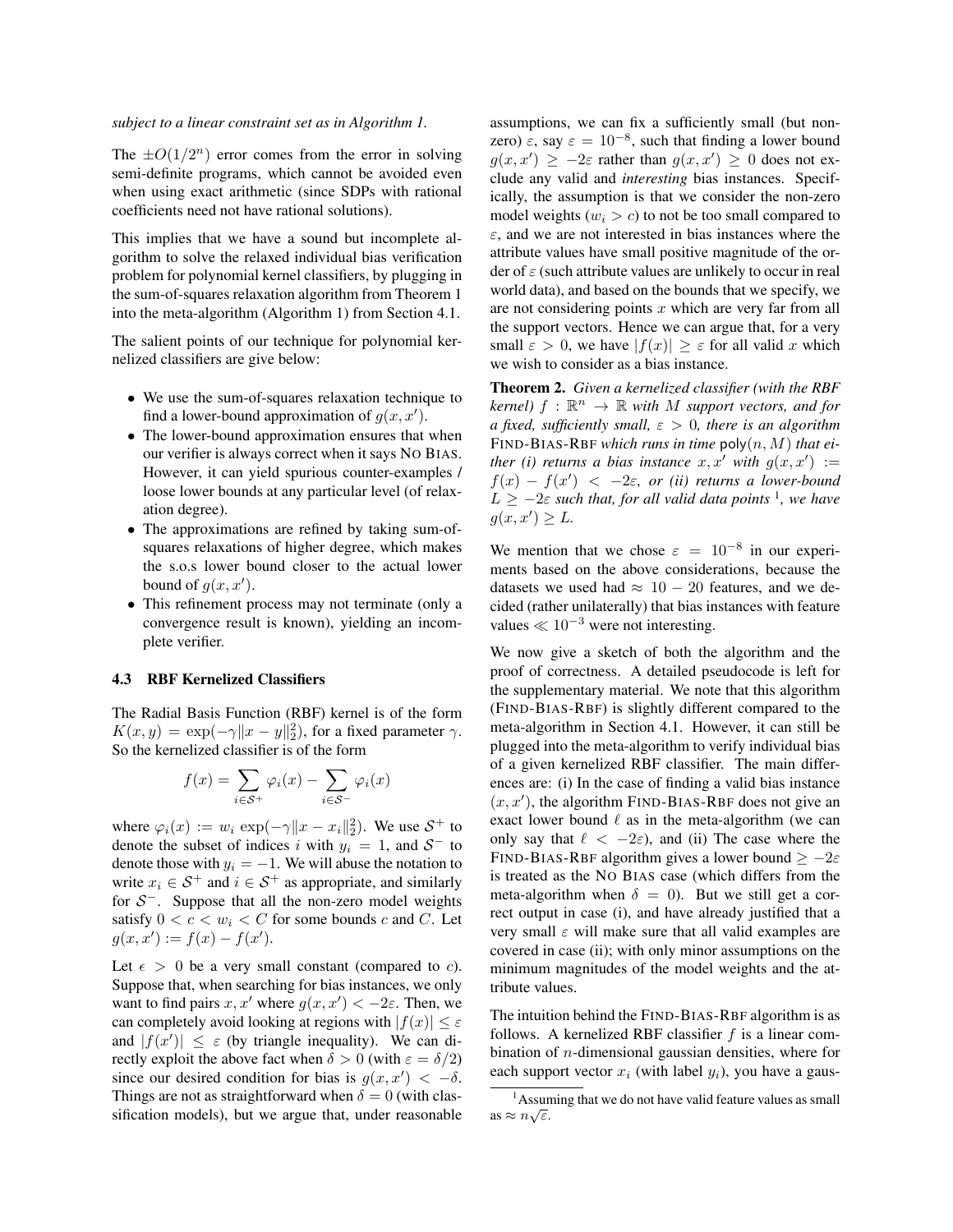*subject to a linear constraint set as in Algorithm 1.*

The $\pm O(1/2^n)$ error comes from the error in solving semi-definite programs, which cannot be avoided even when using exact arithmetic (since SDPs with rational coefficients need not have rational solutions).

This implies that we have a sound but incomplete algorithm to solve the relaxed individual bias verification problem for polynomial kernel classifiers, by plugging in the sum-of-squares relaxation algorithm from Theorem 1 into the meta-algorithm (Algorithm 1) from Section 4.1.

The salient points of our technique for polynomial kernelized classifiers are give below:

- We use the sum-of-squares relaxation technique to find a lower-bound approximation of $g(x, x')$.
- The lower-bound approximation ensures that when our verifier is always correct when it says NO BIAS. However, it can yield spurious counter-examples / loose lower bounds at any particular level (of relaxation degree).
- The approximations are refined by taking sum-of-squares relaxations of higher degree, which makes the s.o.s lower bound closer to the actual lower bound of $g(x, x')$.
- This refinement process may not terminate (only a convergence result is known), yielding an incomplete verifier.

### 4.3 RBF Kernelized Classifiers

The Radial Basis Function (RBF) kernel is of the form $K(x, y) = \exp(-\gamma \|x - y\|_2^2)$, for a fixed parameter $\gamma$. So the kernelized classifier is of the form

$$f(x) = \sum_{i \in \mathcal{S}^+} \varphi_i(x) - \sum_{i \in \mathcal{S}^-} \varphi_i(x)$$

where $\varphi_i(x) := w_i \exp(-\gamma \|x - x_i\|_2^2)$. We use $\mathcal{S}^+$ to denote the subset of indices $i$ with $y_i = 1$, and $\mathcal{S}^-$ to denote those with $y_i = -1$. We will abuse the notation to write $x_i \in \mathcal{S}^+$ and $i \in \mathcal{S}^+$ as appropriate, and similarly for $\mathcal{S}^-$. Suppose that all the non-zero model weights satisfy $0 < c < w_i < C$ for some bounds $c$ and $C$. Let $g(x, x') := f(x) - f(x')$.

Let $\epsilon > 0$ be a very small constant (compared to $c$). Suppose that, when searching for bias instances, we only want to find pairs $x, x'$ where $g(x, x') < -2\varepsilon$. Then, we can completely avoid looking at regions with $|f(x)| \leq \varepsilon$ and $|f(x')| \leq \varepsilon$ (by triangle inequality). We can directly exploit the above fact when $\delta > 0$ (with $\varepsilon = \delta/2$) since our desired condition for bias is $g(x, x') < -\delta$. Things are not as straightforward when $\delta = 0$ (with classification models), but we argue that, under reasonable assumptions, we can fix a sufficiently small (but non-zero) $\varepsilon$, say $\varepsilon = 10^{-8}$, such that finding a lower bound $g(x, x') \geq -2\varepsilon$ rather than $g(x, x') \geq 0$ does not exclude any valid and *interesting* bias instances. Specifically, the assumption is that we consider the non-zero model weights ($w_i > c$) to not be too small compared to $\varepsilon$, and we are not interested in bias instances where the attribute values have small positive magnitude of the order of $\varepsilon$ (such attribute values are unlikely to occur in real world data), and based on the bounds that we specify, we are not considering points $x$ which are very far from all the support vectors. Hence we can argue that, for a very small $\varepsilon > 0$, we have $|f(x)| \geq \varepsilon$ for all valid $x$ which we wish to consider as a bias instance.

**Theorem 2.** *Given a kernelized classifier (with the RBF kernel) $f : \mathbb{R}^n \to \mathbb{R}$ with $M$ support vectors, and for a fixed, sufficiently small, $\varepsilon > 0$, there is an algorithm* FIND-BIAS-RBF *which runs in time* $\mathsf{poly}(n, M)$ *that either (i) returns a bias instance $x, x'$ with $g(x, x') := f(x) - f(x') < -2\varepsilon$, or (ii) returns a lower-bound $L \geq -2\varepsilon$ such that, for all valid data points* [1]*, we have $g(x, x') \geq L$.*

We mention that we chose $\varepsilon = 10^{-8}$ in our experiments based on the above considerations, because the datasets we used had $\approx 10 - 20$ features, and we decided (rather unilaterally) that bias instances with feature values $\ll 10^{-3}$ were not interesting.

We now give a sketch of both the algorithm and the proof of correctness. A detailed pseudocode is left for the supplementary material. We note that this algorithm (FIND-BIAS-RBF) is slightly different compared to the meta-algorithm in Section 4.1. However, it can still be plugged into the meta-algorithm to verify individual bias of a given kernelized RBF classifier. The main differences are: (i) In the case of finding a valid bias instance $(x, x')$, the algorithm FIND-BIAS-RBF does not give an exact lower bound $\ell$ as in the meta-algorithm (we can only say that $\ell < -2\varepsilon$), and (ii) The case where the FIND-BIAS-RBF algorithm gives a lower bound $\geq -2\varepsilon$ is treated as the NO BIAS case (which differs from the meta-algorithm when $\delta = 0$). But we still get a correct output in case (i), and have already justified that a very small $\varepsilon$ will make sure that all valid examples are covered in case (ii); with only minor assumptions on the minimum magnitudes of the model weights and the attribute values.

The intuition behind the FIND-BIAS-RBF algorithm is as follows. A kernelized RBF classifier $f$ is a linear combination of $n$-dimensional gaussian densities, where for each support vector $x_i$ (with label $y_i$), you have a gaus-

[1] Assuming that we do not have valid feature values as small as $\approx n\sqrt{\varepsilon}$.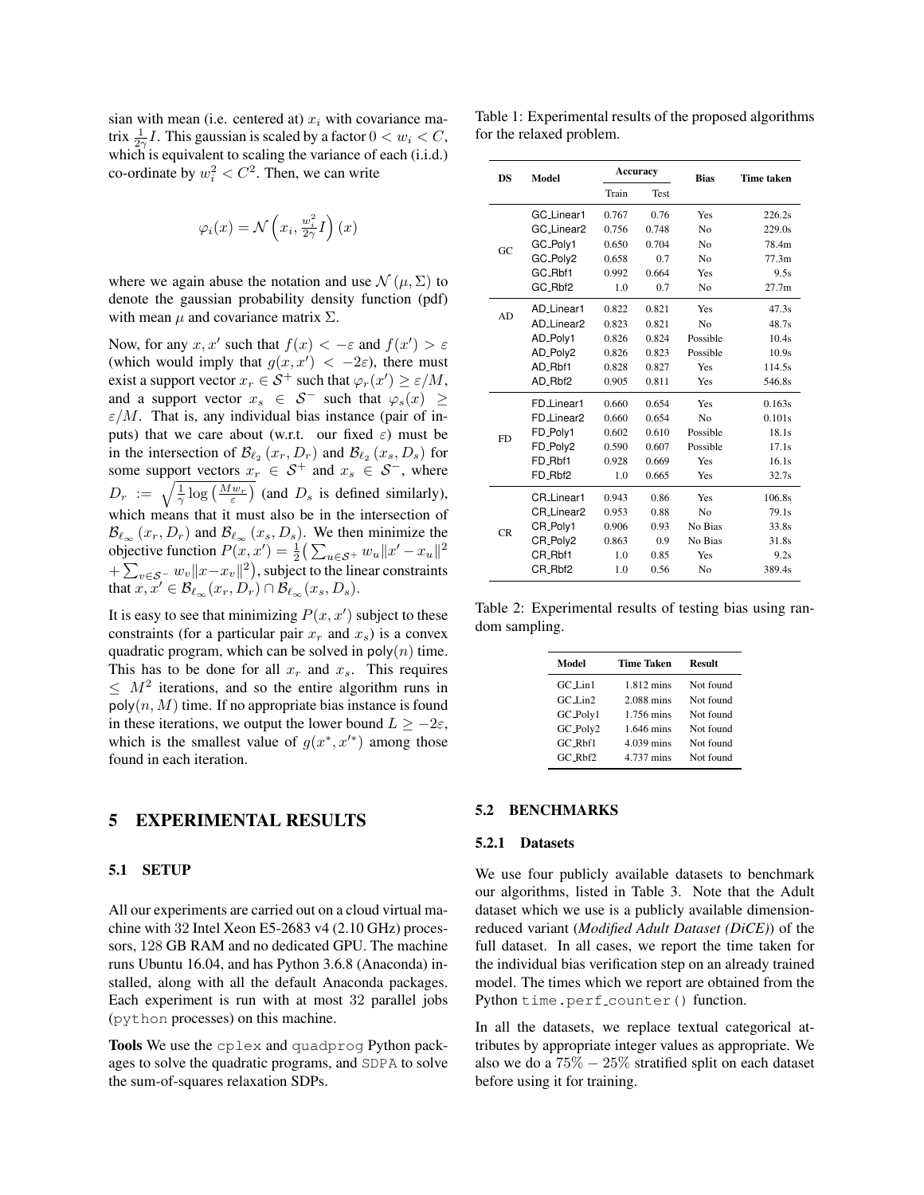sian with mean (i.e. centered at) $x_i$ with covariance matrix $\frac{1}{2\gamma}I$. This gaussian is scaled by a factor $0 < w_i < C$, which is equivalent to scaling the variance of each (i.i.d.) co-ordinate by $w_i^2 < C^2$. Then, we can write

$$\varphi_i(x) = \mathcal{N}\left(x_i, \tfrac{w_i^2}{2\gamma}I\right)(x)$$

where we again abuse the notation and use $\mathcal{N}(\mu, \Sigma)$ to denote the gaussian probability density function (pdf) with mean $\mu$ and covariance matrix $\Sigma$.

Now, for any $x, x'$ such that $f(x) < -\varepsilon$ and $f(x') > \varepsilon$ (which would imply that $g(x, x') < -2\varepsilon$), there must exist a support vector $x_r \in \mathcal{S}^+$ such that $\varphi_r(x') \geq \varepsilon/M$, and a support vector $x_s \in \mathcal{S}^-$ such that $\varphi_s(x) \geq \varepsilon/M$. That is, any individual bias instance (pair of inputs) that we care about (w.r.t. our fixed $\varepsilon$) must be in the intersection of $\mathcal{B}_{\ell_2}(x_r, D_r)$ and $\mathcal{B}_{\ell_2}(x_s, D_s)$ for some support vectors $x_r \in \mathcal{S}^+$ and $x_s \in \mathcal{S}^-$, where $D_r := \sqrt{\frac{1}{\gamma}\log\left(\frac{Mw_r}{\varepsilon}\right)}$ (and $D_s$ is defined similarly), which means that it must also be in the intersection of $\mathcal{B}_{\ell_\infty}(x_r, D_r)$ and $\mathcal{B}_{\ell_\infty}(x_s, D_s)$. We then minimize the objective function $P(x, x') = \frac{1}{2}\big(\sum_{u \in \mathcal{S}^+} w_u \|x' - x_u\|^2 + \sum_{v \in \mathcal{S}^-} w_v \|x - x_v\|^2\big)$, subject to the linear constraints that $x, x' \in \mathcal{B}_{\ell_\infty}(x_r, D_r) \cap \mathcal{B}_{\ell_\infty}(x_s, D_s)$.

It is easy to see that minimizing $P(x, x')$ subject to these constraints (for a particular pair $x_r$ and $x_s$) is a convex quadratic program, which can be solved in $\mathsf{poly}(n)$ time. This has to be done for all $x_r$ and $x_s$. This requires $\leq M^2$ iterations, and so the entire algorithm runs in $\mathsf{poly}(n, M)$ time. If no appropriate bias instance is found in these iterations, we output the lower bound $L \geq -2\varepsilon$, which is the smallest value of $g(x^*, x'^*)$ among those found in each iteration.

# 5 EXPERIMENTAL RESULTS

## 5.1 SETUP

All our experiments are carried out on a cloud virtual machine with 32 Intel Xeon E5-2683 v4 (2.10 GHz) processors, 128 GB RAM and no dedicated GPU. The machine runs Ubuntu 16.04, and has Python 3.6.8 (Anaconda) installed, along with all the default Anaconda packages. Each experiment is run with at most 32 parallel jobs (`python` processes) on this machine.

**Tools** We use the `cplex` and `quadprog` Python packages to solve the quadratic programs, and `SDPA` to solve the sum-of-squares relaxation SDPs.

Table 1: Experimental results of the proposed algorithms for the relaxed problem.

| DS | Model | Accuracy | | Bias | Time taken |
|---|---|---|---|---|---|
| | | Train | Test | | |
| GC | GC_Linear1 | 0.767 | 0.76 | Yes | 226.2s |
| | GC_Linear2 | 0.756 | 0.748 | No | 229.0s |
| | GC_Poly1 | 0.650 | 0.704 | No | 78.4m |
| | GC_Poly2 | 0.658 | 0.7 | No | 77.3m |
| | GC_Rbf1 | 0.992 | 0.664 | Yes | 9.5s |
| | GC_Rbf2 | 1.0 | 0.7 | No | 27.7m |
| AD | AD_Linear1 | 0.822 | 0.821 | Yes | 47.3s |
| | AD_Linear2 | 0.823 | 0.821 | No | 48.7s |
| | AD_Poly1 | 0.826 | 0.824 | Possible | 10.4s |
| | AD_Poly2 | 0.826 | 0.823 | Possible | 10.9s |
| | AD_Rbf1 | 0.828 | 0.827 | Yes | 114.5s |
| | AD_Rbf2 | 0.905 | 0.811 | Yes | 546.8s |
| FD | FD_Linear1 | 0.660 | 0.654 | Yes | 0.163s |
| | FD_Linear2 | 0.660 | 0.654 | No | 0.101s |
| | FD_Poly1 | 0.602 | 0.610 | Possible | 18.1s |
| | FD_Poly2 | 0.590 | 0.607 | Possible | 17.1s |
| | FD_Rbf1 | 0.928 | 0.669 | Yes | 16.1s |
| | FD_Rbf2 | 1.0 | 0.665 | Yes | 32.7s |
| CR | CR_Linear1 | 0.943 | 0.86 | Yes | 106.8s |
| | CR_Linear2 | 0.953 | 0.88 | No | 79.1s |
| | CR_Poly1 | 0.906 | 0.93 | No Bias | 33.8s |
| | CR_Poly2 | 0.863 | 0.9 | No Bias | 31.8s |
| | CR_Rbf1 | 1.0 | 0.85 | Yes | 9.2s |
| | CR_Rbf2 | 1.0 | 0.56 | No | 389.4s |

Table 2: Experimental results of testing bias using random sampling.

| Model | Time Taken | Result |
|---|---|---|
| GC_Lin1 | 1.812 mins | Not found |
| GC_Lin2 | 2.088 mins | Not found |
| GC_Poly1 | 1.756 mins | Not found |
| GC_Poly2 | 1.646 mins | Not found |
| GC_Rbf1 | 4.039 mins | Not found |
| GC_Rbf2 | 4.737 mins | Not found |

## 5.2 BENCHMARKS

### 5.2.1 Datasets

We use four publicly available datasets to benchmark our algorithms, listed in Table 3. Note that the Adult dataset which we use is a publicly available dimension-reduced variant (*Modified Adult Dataset (DiCE)*) of the full dataset. In all cases, we report the time taken for the individual bias verification step on an already trained model. The times which we report are obtained from the Python `time.perf_counter()` function.

In all the datasets, we replace textual categorical attributes by appropriate integer values as appropriate. We also we do a $75\% - 25\%$ stratified split on each dataset before using it for training.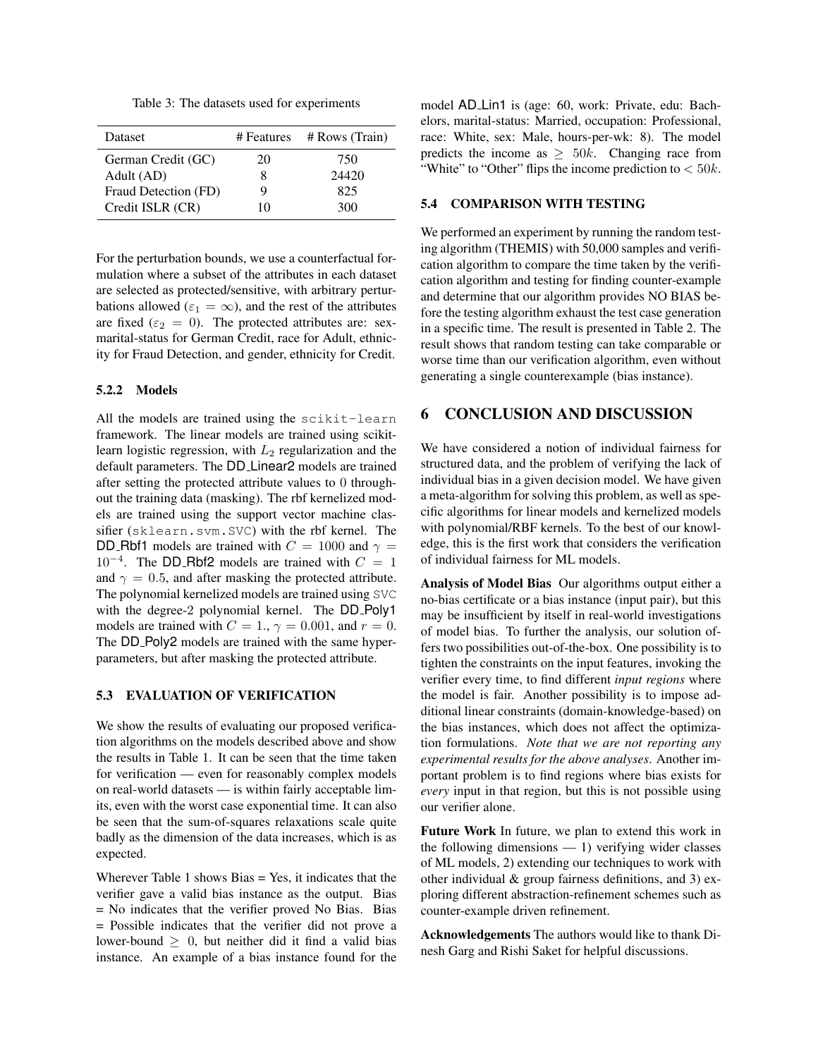Table 3: The datasets used for experiments

| Dataset | # Features | # Rows (Train) |
|---|---|---|
| German Credit (GC) | 20 | 750 |
| Adult (AD) | 8 | 24420 |
| Fraud Detection (FD) | 9 | 825 |
| Credit ISLR (CR) | 10 | 300 |

For the perturbation bounds, we use a counterfactual formulation where a subset of the attributes in each dataset are selected as protected/sensitive, with arbitrary perturbations allowed ($\varepsilon_1 = \infty$), and the rest of the attributes are fixed ($\varepsilon_2 = 0$). The protected attributes are: sex-marital-status for German Credit, race for Adult, ethnicity for Fraud Detection, and gender, ethnicity for Credit.

#### 5.2.2 Models

All the models are trained using the `scikit-learn` framework. The linear models are trained using scikit-learn logistic regression, with $L_2$ regularization and the default parameters. The DD_Linear2 models are trained after setting the protected attribute values to 0 throughout the training data (masking). The rbf kernelized models are trained using the support vector machine classifier (`sklearn.svm.SVC`) with the rbf kernel. The DD_Rbf1 models are trained with $C = 1000$ and $\gamma = 10^{-4}$. The DD_Rbf2 models are trained with $C = 1$ and $\gamma = 0.5$, and after masking the protected attribute. The polynomial kernelized models are trained using `SVC` with the degree-2 polynomial kernel. The DD_Poly1 models are trained with $C = 1.$, $\gamma = 0.001$, and $r = 0$. The DD_Poly2 models are trained with the same hyperparameters, but after masking the protected attribute.

### 5.3 EVALUATION OF VERIFICATION

We show the results of evaluating our proposed verification algorithms on the models described above and show the results in Table 1. It can be seen that the time taken for verification — even for reasonably complex models on real-world datasets — is within fairly acceptable limits, even with the worst case exponential time. It can also be seen that the sum-of-squares relaxations scale quite badly as the dimension of the data increases, which is as expected.

Wherever Table 1 shows Bias = Yes, it indicates that the verifier gave a valid bias instance as the output. Bias = No indicates that the verifier proved No Bias. Bias = Possible indicates that the verifier did not prove a lower-bound $\geq 0$, but neither did it find a valid bias instance. An example of a bias instance found for the model AD_Lin1 is (age: 60, work: Private, edu: Bachelors, marital-status: Married, occupation: Professional, race: White, sex: Male, hours-per-wk: 8). The model predicts the income as $\geq 50k$. Changing race from "White" to "Other" flips the income prediction to $< 50k$.

### 5.4 COMPARISON WITH TESTING

We performed an experiment by running the random testing algorithm (THEMIS) with 50,000 samples and verification algorithm to compare the time taken by the verification algorithm and testing for finding counter-example and determine that our algorithm provides NO BIAS before the testing algorithm exhaust the test case generation in a specific time. The result is presented in Table 2. The result shows that random testing can take comparable or worse time than our verification algorithm, even without generating a single counterexample (bias instance).

## 6 CONCLUSION AND DISCUSSION

We have considered a notion of individual fairness for structured data, and the problem of verifying the lack of individual bias in a given decision model. We have given a meta-algorithm for solving this problem, as well as specific algorithms for linear models and kernelized models with polynomial/RBF kernels. To the best of our knowledge, this is the first work that considers the verification of individual fairness for ML models.

**Analysis of Model Bias** Our algorithms output either a no-bias certificate or a bias instance (input pair), but this may be insufficient by itself in real-world investigations of model bias. To further the analysis, our solution offers two possibilities out-of-the-box. One possibility is to tighten the constraints on the input features, invoking the verifier every time, to find different *input regions* where the model is fair. Another possibility is to impose additional linear constraints (domain-knowledge-based) on the bias instances, which does not affect the optimization formulations. *Note that we are not reporting any experimental results for the above analyses*. Another important problem is to find regions where bias exists for *every* input in that region, but this is not possible using our verifier alone.

**Future Work** In future, we plan to extend this work in the following dimensions — 1) verifying wider classes of ML models, 2) extending our techniques to work with other individual & group fairness definitions, and 3) exploring different abstraction-refinement schemes such as counter-example driven refinement.

**Acknowledgements** The authors would like to thank Dinesh Garg and Rishi Saket for helpful discussions.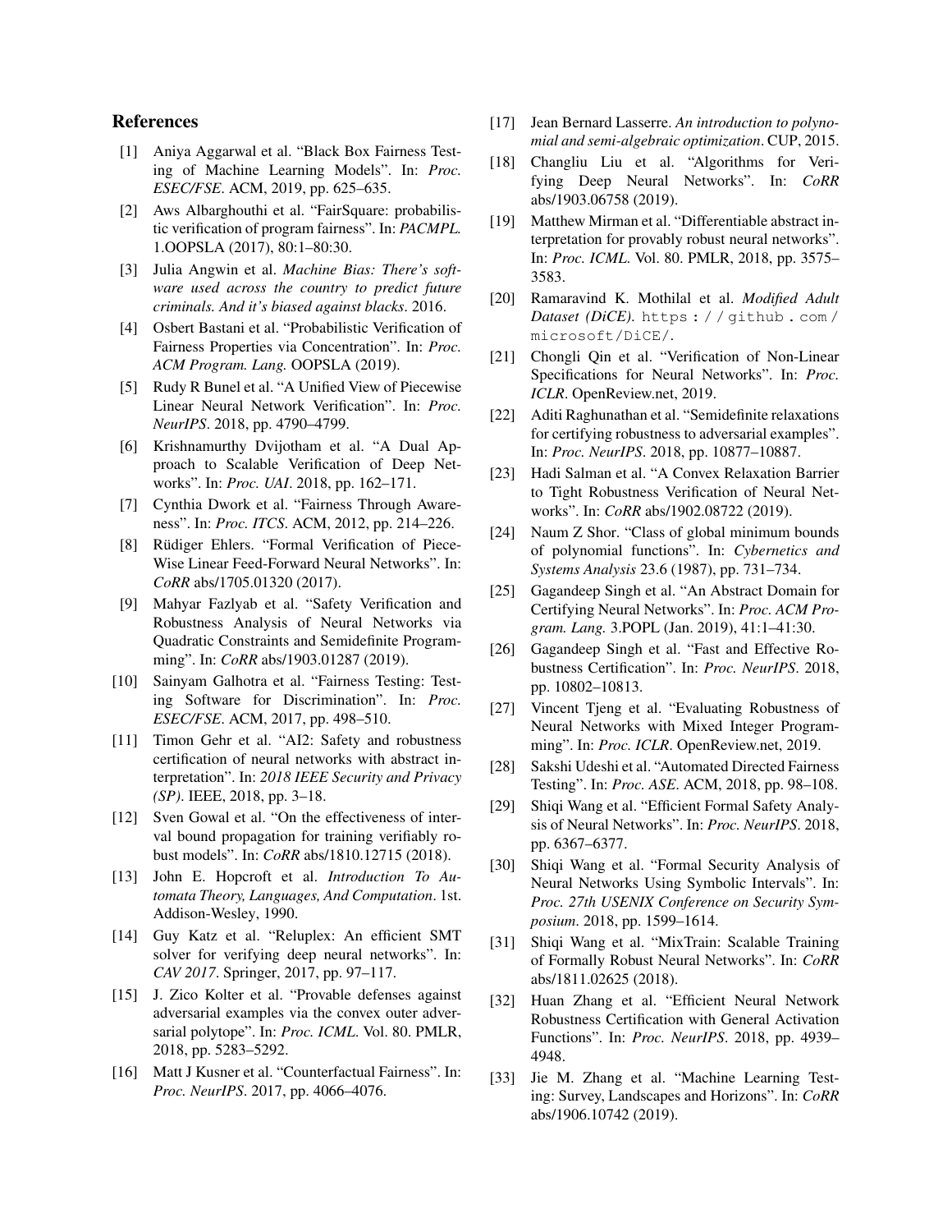## References

[1] Aniya Aggarwal et al. "Black Box Fairness Testing of Machine Learning Models". In: *Proc. ESEC/FSE*. ACM, 2019, pp. 625–635.

[2] Aws Albarghouthi et al. "FairSquare: probabilistic verification of program fairness". In: *PACMPL.* 1.OOPSLA (2017), 80:1–80:30.

[3] Julia Angwin et al. *Machine Bias: There's software used across the country to predict future criminals. And it's biased against blacks*. 2016.

[4] Osbert Bastani et al. "Probabilistic Verification of Fairness Properties via Concentration". In: *Proc. ACM Program. Lang.* OOPSLA (2019).

[5] Rudy R Bunel et al. "A Unified View of Piecewise Linear Neural Network Verification". In: *Proc. NeurIPS*. 2018, pp. 4790–4799.

[6] Krishnamurthy Dvijotham et al. "A Dual Approach to Scalable Verification of Deep Networks". In: *Proc. UAI*. 2018, pp. 162–171.

[7] Cynthia Dwork et al. "Fairness Through Awareness". In: *Proc. ITCS*. ACM, 2012, pp. 214–226.

[8] Rüdiger Ehlers. "Formal Verification of Piece-Wise Linear Feed-Forward Neural Networks". In: *CoRR* abs/1705.01320 (2017).

[9] Mahyar Fazlyab et al. "Safety Verification and Robustness Analysis of Neural Networks via Quadratic Constraints and Semidefinite Programming". In: *CoRR* abs/1903.01287 (2019).

[10] Sainyam Galhotra et al. "Fairness Testing: Testing Software for Discrimination". In: *Proc. ESEC/FSE*. ACM, 2017, pp. 498–510.

[11] Timon Gehr et al. "AI2: Safety and robustness certification of neural networks with abstract interpretation". In: *2018 IEEE Security and Privacy (SP)*. IEEE, 2018, pp. 3–18.

[12] Sven Gowal et al. "On the effectiveness of interval bound propagation for training verifiably robust models". In: *CoRR* abs/1810.12715 (2018).

[13] John E. Hopcroft et al. *Introduction To Automata Theory, Languages, And Computation*. 1st. Addison-Wesley, 1990.

[14] Guy Katz et al. "Reluplex: An efficient SMT solver for verifying deep neural networks". In: *CAV 2017*. Springer, 2017, pp. 97–117.

[15] J. Zico Kolter et al. "Provable defenses against adversarial examples via the convex outer adversarial polytope". In: *Proc. ICML*. Vol. 80. PMLR, 2018, pp. 5283–5292.

[16] Matt J Kusner et al. "Counterfactual Fairness". In: *Proc. NeurIPS*. 2017, pp. 4066–4076.

[17] Jean Bernard Lasserre. *An introduction to polynomial and semi-algebraic optimization*. CUP, 2015.

[18] Changliu Liu et al. "Algorithms for Verifying Deep Neural Networks". In: *CoRR* abs/1903.06758 (2019).

[19] Matthew Mirman et al. "Differentiable abstract interpretation for provably robust neural networks". In: *Proc. ICML*. Vol. 80. PMLR, 2018, pp. 3575–3583.

[20] Ramaravind K. Mothilal et al. *Modified Adult Dataset (DiCE)*. https://github.com/microsoft/DiCE/.

[21] Chongli Qin et al. "Verification of Non-Linear Specifications for Neural Networks". In: *Proc. ICLR*. OpenReview.net, 2019.

[22] Aditi Raghunathan et al. "Semidefinite relaxations for certifying robustness to adversarial examples". In: *Proc. NeurIPS*. 2018, pp. 10877–10887.

[23] Hadi Salman et al. "A Convex Relaxation Barrier to Tight Robustness Verification of Neural Networks". In: *CoRR* abs/1902.08722 (2019).

[24] Naum Z Shor. "Class of global minimum bounds of polynomial functions". In: *Cybernetics and Systems Analysis* 23.6 (1987), pp. 731–734.

[25] Gagandeep Singh et al. "An Abstract Domain for Certifying Neural Networks". In: *Proc. ACM Program. Lang.* 3.POPL (Jan. 2019), 41:1–41:30.

[26] Gagandeep Singh et al. "Fast and Effective Robustness Certification". In: *Proc. NeurIPS*. 2018, pp. 10802–10813.

[27] Vincent Tjeng et al. "Evaluating Robustness of Neural Networks with Mixed Integer Programming". In: *Proc. ICLR*. OpenReview.net, 2019.

[28] Sakshi Udeshi et al. "Automated Directed Fairness Testing". In: *Proc. ASE*. ACM, 2018, pp. 98–108.

[29] Shiqi Wang et al. "Efficient Formal Safety Analysis of Neural Networks". In: *Proc. NeurIPS*. 2018, pp. 6367–6377.

[30] Shiqi Wang et al. "Formal Security Analysis of Neural Networks Using Symbolic Intervals". In: *Proc. 27th USENIX Conference on Security Symposium*. 2018, pp. 1599–1614.

[31] Shiqi Wang et al. "MixTrain: Scalable Training of Formally Robust Neural Networks". In: *CoRR* abs/1811.02625 (2018).

[32] Huan Zhang et al. "Efficient Neural Network Robustness Certification with General Activation Functions". In: *Proc. NeurIPS*. 2018, pp. 4939–4948.

[33] Jie M. Zhang et al. "Machine Learning Testing: Survey, Landscapes and Horizons". In: *CoRR* abs/1906.10742 (2019).